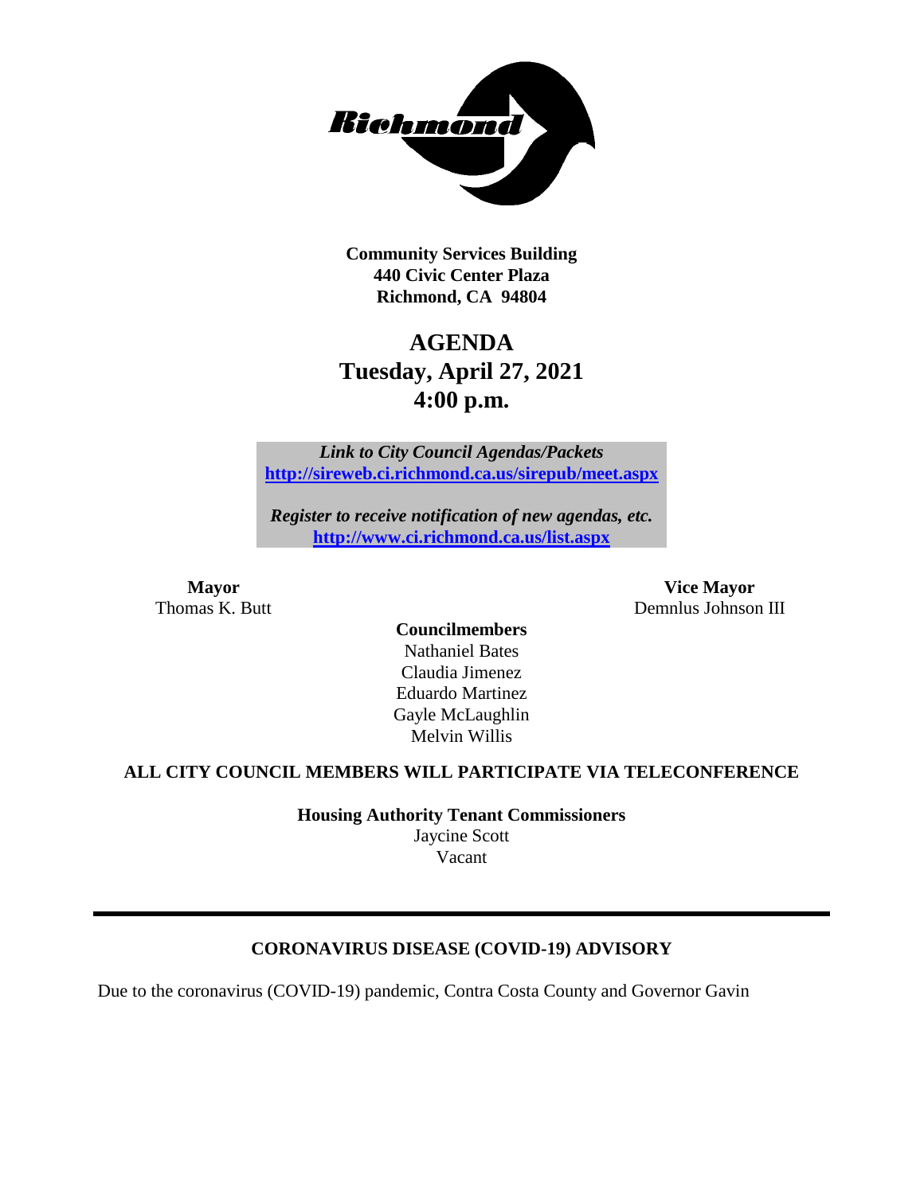**Community Services Building**
**440 Civic Center Plaza**
**Richmond, CA 94804**

# AGENDA
# Tuesday, April 27, 2021
# 4:00 p.m.

*Link to City Council Agendas/Packets*
**http://sireweb.ci.richmond.ca.us/sirepub/meet.aspx**

*Register to receive notification of new agendas, etc.*
**http://www.ci.richmond.ca.us/list.aspx**

**Mayor**
Thomas K. Butt

**Vice Mayor**
Demnlus Johnson III

**Councilmembers**
Nathaniel Bates
Claudia Jimenez
Eduardo Martinez
Gayle McLaughlin
Melvin Willis

**ALL CITY COUNCIL MEMBERS WILL PARTICIPATE VIA TELECONFERENCE**

**Housing Authority Tenant Commissioners**
Jaycine Scott
Vacant

---

**CORONAVIRUS DISEASE (COVID-19) ADVISORY**

Due to the coronavirus (COVID-19) pandemic, Contra Costa County and Governor Gavin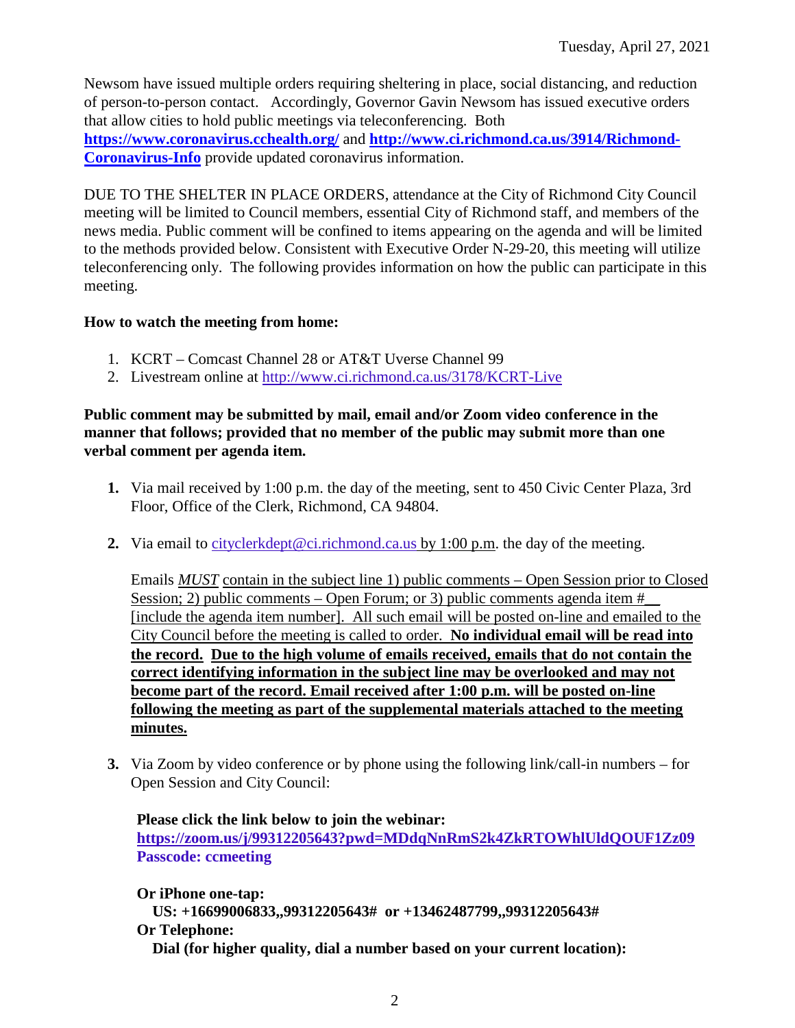Newsom have issued multiple orders requiring sheltering in place, social distancing, and reduction of person-to-person contact. Accordingly, Governor Gavin Newsom has issued executive orders that allow cities to hold public meetings via teleconferencing. Both **https://www.coronavirus.cchealth.org/** and **http://www.ci.richmond.ca.us/3914/Richmond-Coronavirus-Info** provide updated coronavirus information.

DUE TO THE SHELTER IN PLACE ORDERS, attendance at the City of Richmond City Council meeting will be limited to Council members, essential City of Richmond staff, and members of the news media. Public comment will be confined to items appearing on the agenda and will be limited to the methods provided below. Consistent with Executive Order N-29-20, this meeting will utilize teleconferencing only. The following provides information on how the public can participate in this meeting.

**How to watch the meeting from home:**

1. KCRT – Comcast Channel 28 or AT&T Uverse Channel 99
2. Livestream online at http://www.ci.richmond.ca.us/3178/KCRT-Live

**Public comment may be submitted by mail, email and/or Zoom video conference in the manner that follows; provided that no member of the public may submit more than one verbal comment per agenda item.**

1. Via mail received by 1:00 p.m. the day of the meeting, sent to 450 Civic Center Plaza, 3rd Floor, Office of the Clerk, Richmond, CA 94804.

2. Via email to cityclerkdept@ci.richmond.ca.us by 1:00 p.m. the day of the meeting.

   Emails *MUST* contain in the subject line 1) public comments – Open Session prior to Closed Session; 2) public comments – Open Forum; or 3) public comments agenda item #__ [include the agenda item number]. All such email will be posted on-line and emailed to the City Council before the meeting is called to order. **No individual email will be read into the record. Due to the high volume of emails received, emails that do not contain the correct identifying information in the subject line may be overlooked and may not become part of the record. Email received after 1:00 p.m. will be posted on-line following the meeting as part of the supplemental materials attached to the meeting minutes.**

3. Via Zoom by video conference or by phone using the following link/call-in numbers – for Open Session and City Council:

   **Please click the link below to join the webinar:**
   **https://zoom.us/j/99312205643?pwd=MDdqNnRmS2k4ZkRTOWhlUldQOUF1Zz09**
   **Passcode: ccmeeting**

   **Or iPhone one-tap:**
   **US: +16699006833,,99312205643# or +13462487799,,99312205643#**
   **Or Telephone:**
   **Dial (for higher quality, dial a number based on your current location):**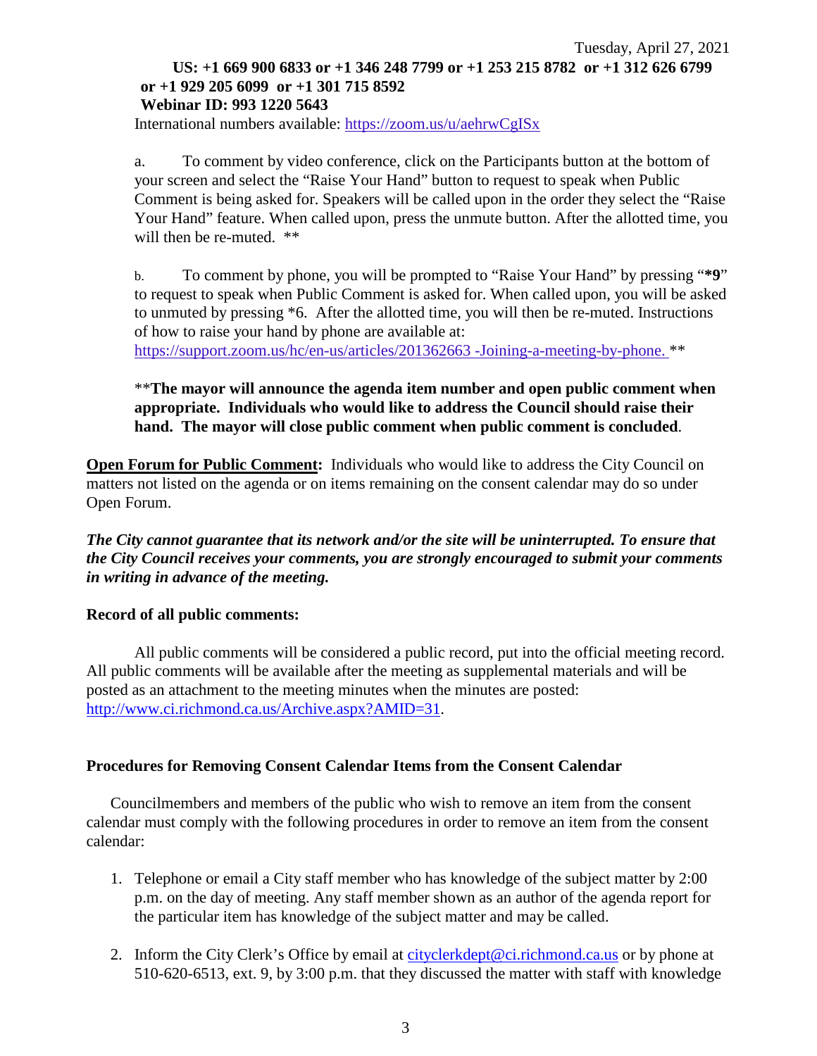Tuesday, April 27, 2021

**US: +1 669 900 6833 or +1 346 248 7799 or +1 253 215 8782 or +1 312 626 6799 or +1 929 205 6099 or +1 301 715 8592**
**Webinar ID: 993 1220 5643**

International numbers available: https://zoom.us/u/aehrwCgISx

a. To comment by video conference, click on the Participants button at the bottom of your screen and select the "Raise Your Hand" button to request to speak when Public Comment is being asked for. Speakers will be called upon in the order they select the "Raise Your Hand" feature. When called upon, press the unmute button. After the allotted time, you will then be re-muted. **

b. To comment by phone, you will be prompted to "Raise Your Hand" by pressing "***9**" to request to speak when Public Comment is asked for. When called upon, you will be asked to unmuted by pressing *6. After the allotted time, you will then be re-muted. Instructions of how to raise your hand by phone are available at: https://support.zoom.us/hc/en-us/articles/201362663 -Joining-a-meeting-by-phone. **

****The mayor will announce the agenda item number and open public comment when appropriate. Individuals who would like to address the Council should raise their hand. The mayor will close public comment when public comment is concluded**.

**Open Forum for Public Comment:** Individuals who would like to address the City Council on matters not listed on the agenda or on items remaining on the consent calendar may do so under Open Forum.

***The City cannot guarantee that its network and/or the site will be uninterrupted. To ensure that the City Council receives your comments, you are strongly encouraged to submit your comments in writing in advance of the meeting.***

**Record of all public comments:**

All public comments will be considered a public record, put into the official meeting record. All public comments will be available after the meeting as supplemental materials and will be posted as an attachment to the meeting minutes when the minutes are posted: http://www.ci.richmond.ca.us/Archive.aspx?AMID=31.

**Procedures for Removing Consent Calendar Items from the Consent Calendar**

Councilmembers and members of the public who wish to remove an item from the consent calendar must comply with the following procedures in order to remove an item from the consent calendar:

1. Telephone or email a City staff member who has knowledge of the subject matter by 2:00 p.m. on the day of meeting. Any staff member shown as an author of the agenda report for the particular item has knowledge of the subject matter and may be called.

2. Inform the City Clerk's Office by email at cityclerkdept@ci.richmond.ca.us or by phone at 510-620-6513, ext. 9, by 3:00 p.m. that they discussed the matter with staff with knowledge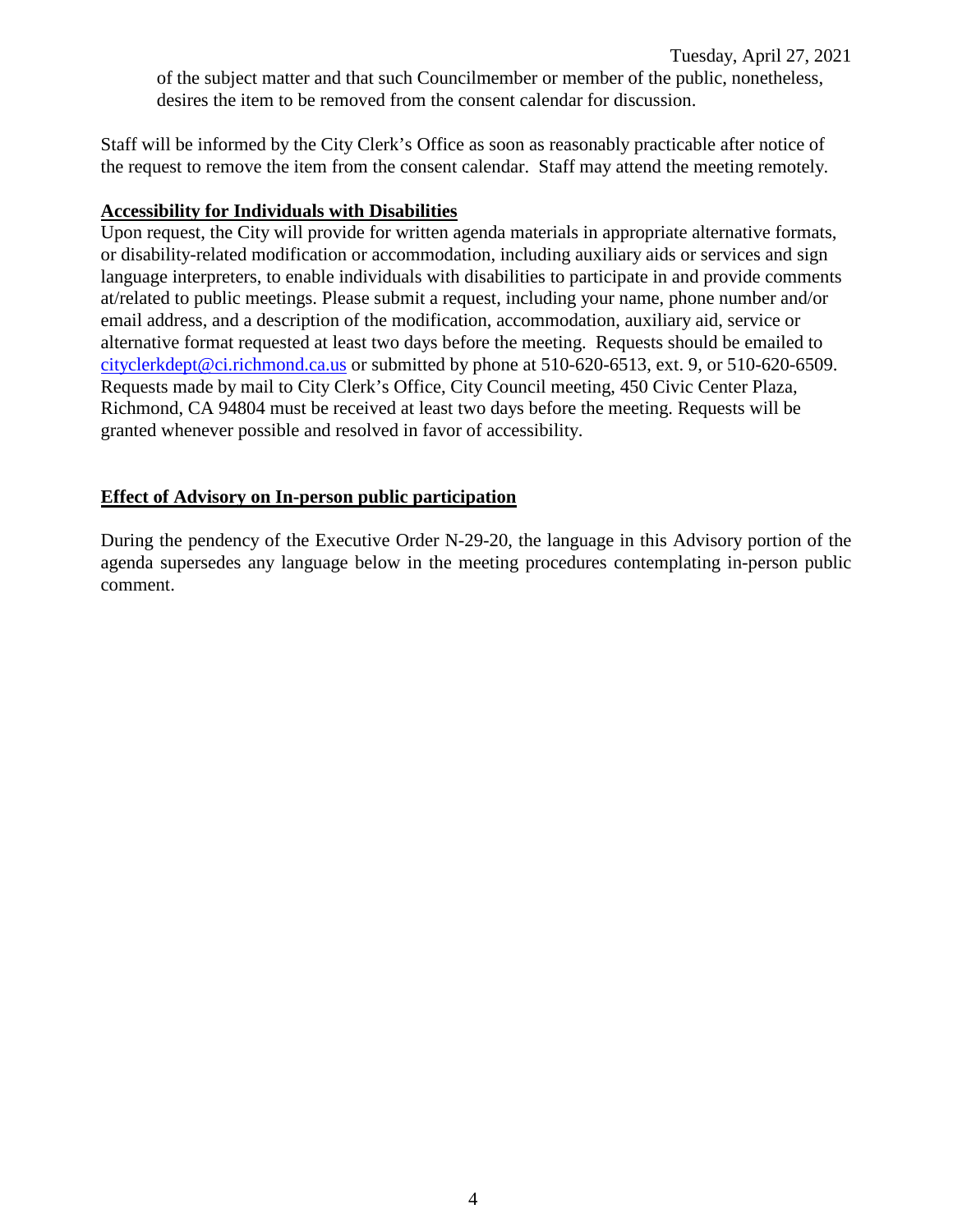of the subject matter and that such Councilmember or member of the public, nonetheless, desires the item to be removed from the consent calendar for discussion.

Staff will be informed by the City Clerk's Office as soon as reasonably practicable after notice of the request to remove the item from the consent calendar. Staff may attend the meeting remotely.

**Accessibility for Individuals with Disabilities**

Upon request, the City will provide for written agenda materials in appropriate alternative formats, or disability-related modification or accommodation, including auxiliary aids or services and sign language interpreters, to enable individuals with disabilities to participate in and provide comments at/related to public meetings. Please submit a request, including your name, phone number and/or email address, and a description of the modification, accommodation, auxiliary aid, service or alternative format requested at least two days before the meeting. Requests should be emailed to cityclerkdept@ci.richmond.ca.us or submitted by phone at 510-620-6513, ext. 9, or 510-620-6509. Requests made by mail to City Clerk's Office, City Council meeting, 450 Civic Center Plaza, Richmond, CA 94804 must be received at least two days before the meeting. Requests will be granted whenever possible and resolved in favor of accessibility.

**Effect of Advisory on In-person public participation**

During the pendency of the Executive Order N-29-20, the language in this Advisory portion of the agenda supersedes any language below in the meeting procedures contemplating in-person public comment.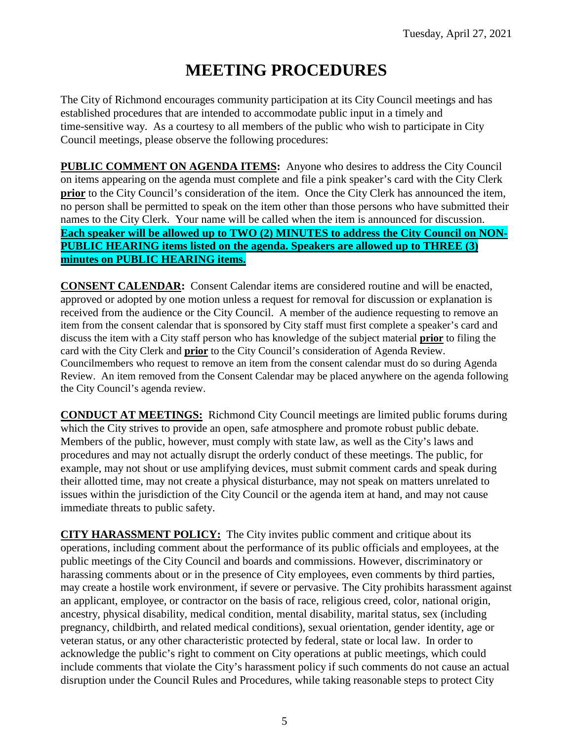# MEETING PROCEDURES

The City of Richmond encourages community participation at its City Council meetings and has established procedures that are intended to accommodate public input in a timely and time-sensitive way. As a courtesy to all members of the public who wish to participate in City Council meetings, please observe the following procedures:

**PUBLIC COMMENT ON AGENDA ITEMS:** Anyone who desires to address the City Council on items appearing on the agenda must complete and file a pink speaker's card with the City Clerk **prior** to the City Council's consideration of the item. Once the City Clerk has announced the item, no person shall be permitted to speak on the item other than those persons who have submitted their names to the City Clerk. Your name will be called when the item is announced for discussion. **Each speaker will be allowed up to TWO (2) MINUTES to address the City Council on NON-PUBLIC HEARING items listed on the agenda. Speakers are allowed up to THREE (3) minutes on PUBLIC HEARING items.**

**CONSENT CALENDAR:** Consent Calendar items are considered routine and will be enacted, approved or adopted by one motion unless a request for removal for discussion or explanation is received from the audience or the City Council. A member of the audience requesting to remove an item from the consent calendar that is sponsored by City staff must first complete a speaker's card and discuss the item with a City staff person who has knowledge of the subject material **prior** to filing the card with the City Clerk and **prior** to the City Council's consideration of Agenda Review. Councilmembers who request to remove an item from the consent calendar must do so during Agenda Review. An item removed from the Consent Calendar may be placed anywhere on the agenda following the City Council's agenda review.

**CONDUCT AT MEETINGS:** Richmond City Council meetings are limited public forums during which the City strives to provide an open, safe atmosphere and promote robust public debate. Members of the public, however, must comply with state law, as well as the City's laws and procedures and may not actually disrupt the orderly conduct of these meetings. The public, for example, may not shout or use amplifying devices, must submit comment cards and speak during their allotted time, may not create a physical disturbance, may not speak on matters unrelated to issues within the jurisdiction of the City Council or the agenda item at hand, and may not cause immediate threats to public safety.

**CITY HARASSMENT POLICY:** The City invites public comment and critique about its operations, including comment about the performance of its public officials and employees, at the public meetings of the City Council and boards and commissions. However, discriminatory or harassing comments about or in the presence of City employees, even comments by third parties, may create a hostile work environment, if severe or pervasive. The City prohibits harassment against an applicant, employee, or contractor on the basis of race, religious creed, color, national origin, ancestry, physical disability, medical condition, mental disability, marital status, sex (including pregnancy, childbirth, and related medical conditions), sexual orientation, gender identity, age or veteran status, or any other characteristic protected by federal, state or local law. In order to acknowledge the public's right to comment on City operations at public meetings, which could include comments that violate the City's harassment policy if such comments do not cause an actual disruption under the Council Rules and Procedures, while taking reasonable steps to protect City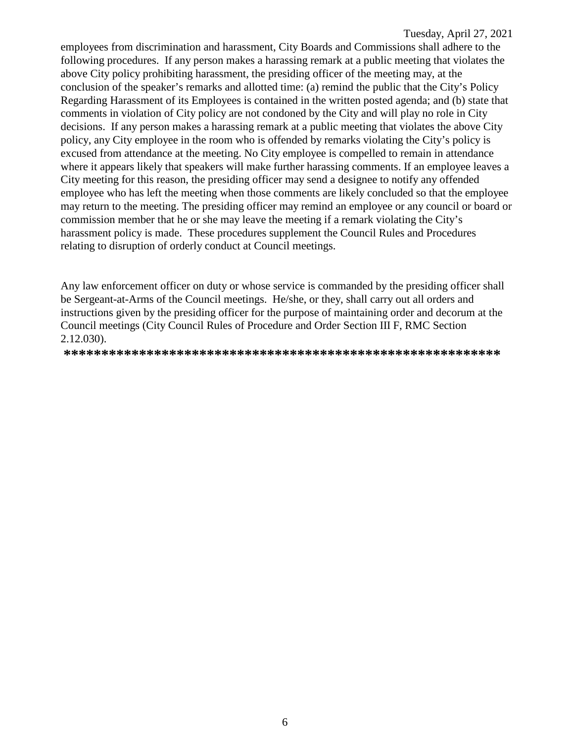employees from discrimination and harassment, City Boards and Commissions shall adhere to the following procedures. If any person makes a harassing remark at a public meeting that violates the above City policy prohibiting harassment, the presiding officer of the meeting may, at the conclusion of the speaker's remarks and allotted time: (a) remind the public that the City's Policy Regarding Harassment of its Employees is contained in the written posted agenda; and (b) state that comments in violation of City policy are not condoned by the City and will play no role in City decisions. If any person makes a harassing remark at a public meeting that violates the above City policy, any City employee in the room who is offended by remarks violating the City's policy is excused from attendance at the meeting. No City employee is compelled to remain in attendance where it appears likely that speakers will make further harassing comments. If an employee leaves a City meeting for this reason, the presiding officer may send a designee to notify any offended employee who has left the meeting when those comments are likely concluded so that the employee may return to the meeting. The presiding officer may remind an employee or any council or board or commission member that he or she may leave the meeting if a remark violating the City's harassment policy is made. These procedures supplement the Council Rules and Procedures relating to disruption of orderly conduct at Council meetings.

Any law enforcement officer on duty or whose service is commanded by the presiding officer shall be Sergeant-at-Arms of the Council meetings. He/she, or they, shall carry out all orders and instructions given by the presiding officer for the purpose of maintaining order and decorum at the Council meetings (City Council Rules of Procedure and Order Section III F, RMC Section 2.12.030).

**********************************************************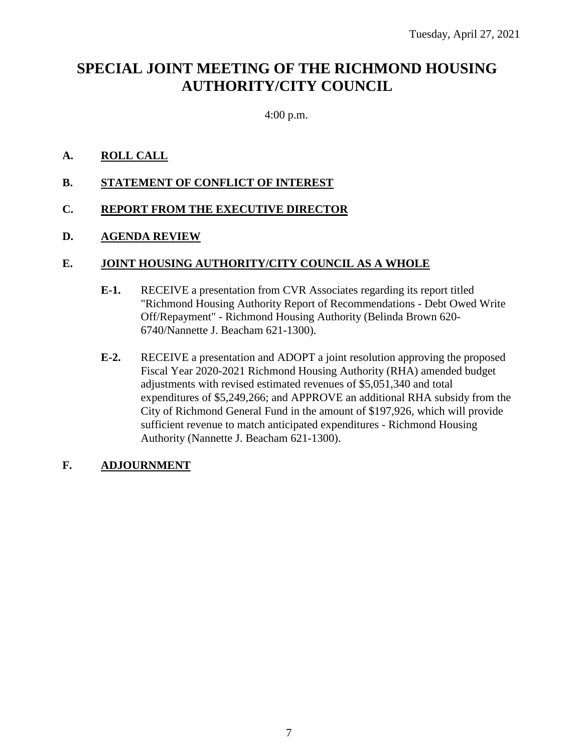Tuesday, April 27, 2021

# SPECIAL JOINT MEETING OF THE RICHMOND HOUSING AUTHORITY/CITY COUNCIL

4:00 p.m.

**A. ROLL CALL**

**B. STATEMENT OF CONFLICT OF INTEREST**

**C. REPORT FROM THE EXECUTIVE DIRECTOR**

**D. AGENDA REVIEW**

**E. JOINT HOUSING AUTHORITY/CITY COUNCIL AS A WHOLE**

**E-1.** RECEIVE a presentation from CVR Associates regarding its report titled "Richmond Housing Authority Report of Recommendations - Debt Owed Write Off/Repayment" - Richmond Housing Authority (Belinda Brown 620-6740/Nannette J. Beacham 621-1300).

**E-2.** RECEIVE a presentation and ADOPT a joint resolution approving the proposed Fiscal Year 2020-2021 Richmond Housing Authority (RHA) amended budget adjustments with revised estimated revenues of $5,051,340 and total expenditures of $5,249,266; and APPROVE an additional RHA subsidy from the City of Richmond General Fund in the amount of $197,926, which will provide sufficient revenue to match anticipated expenditures - Richmond Housing Authority (Nannette J. Beacham 621-1300).

**F. ADJOURNMENT**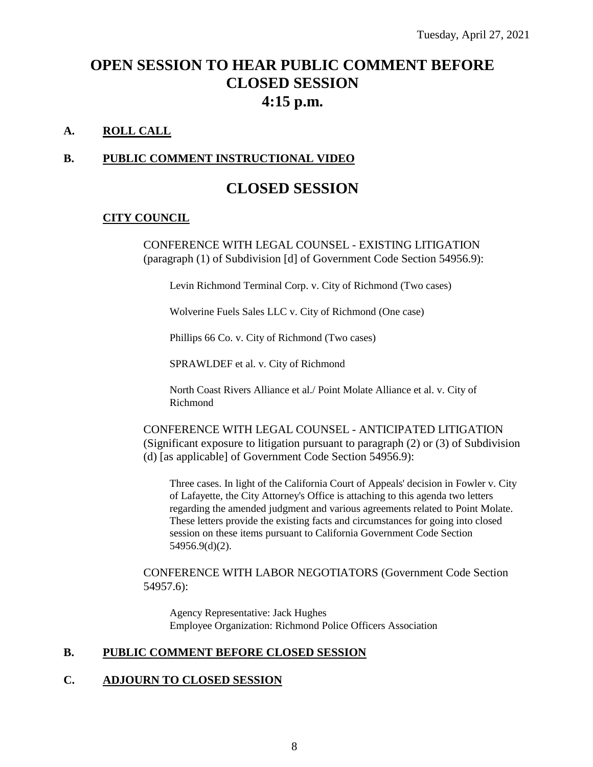# OPEN SESSION TO HEAR PUBLIC COMMENT BEFORE CLOSED SESSION 4:15 p.m.

**A. ROLL CALL**

**B. PUBLIC COMMENT INSTRUCTIONAL VIDEO**

## CLOSED SESSION

**CITY COUNCIL**

CONFERENCE WITH LEGAL COUNSEL - EXISTING LITIGATION (paragraph (1) of Subdivision [d] of Government Code Section 54956.9):

Levin Richmond Terminal Corp. v. City of Richmond (Two cases)

Wolverine Fuels Sales LLC v. City of Richmond (One case)

Phillips 66 Co. v. City of Richmond (Two cases)

SPRAWLDEF et al. v. City of Richmond

North Coast Rivers Alliance et al./ Point Molate Alliance et al. v. City of Richmond

CONFERENCE WITH LEGAL COUNSEL - ANTICIPATED LITIGATION (Significant exposure to litigation pursuant to paragraph (2) or (3) of Subdivision (d) [as applicable] of Government Code Section 54956.9):

Three cases. In light of the California Court of Appeals' decision in Fowler v. City of Lafayette, the City Attorney's Office is attaching to this agenda two letters regarding the amended judgment and various agreements related to Point Molate. These letters provide the existing facts and circumstances for going into closed session on these items pursuant to California Government Code Section 54956.9(d)(2).

CONFERENCE WITH LABOR NEGOTIATORS (Government Code Section 54957.6):

Agency Representative: Jack Hughes
Employee Organization: Richmond Police Officers Association

**B. PUBLIC COMMENT BEFORE CLOSED SESSION**

**C. ADJOURN TO CLOSED SESSION**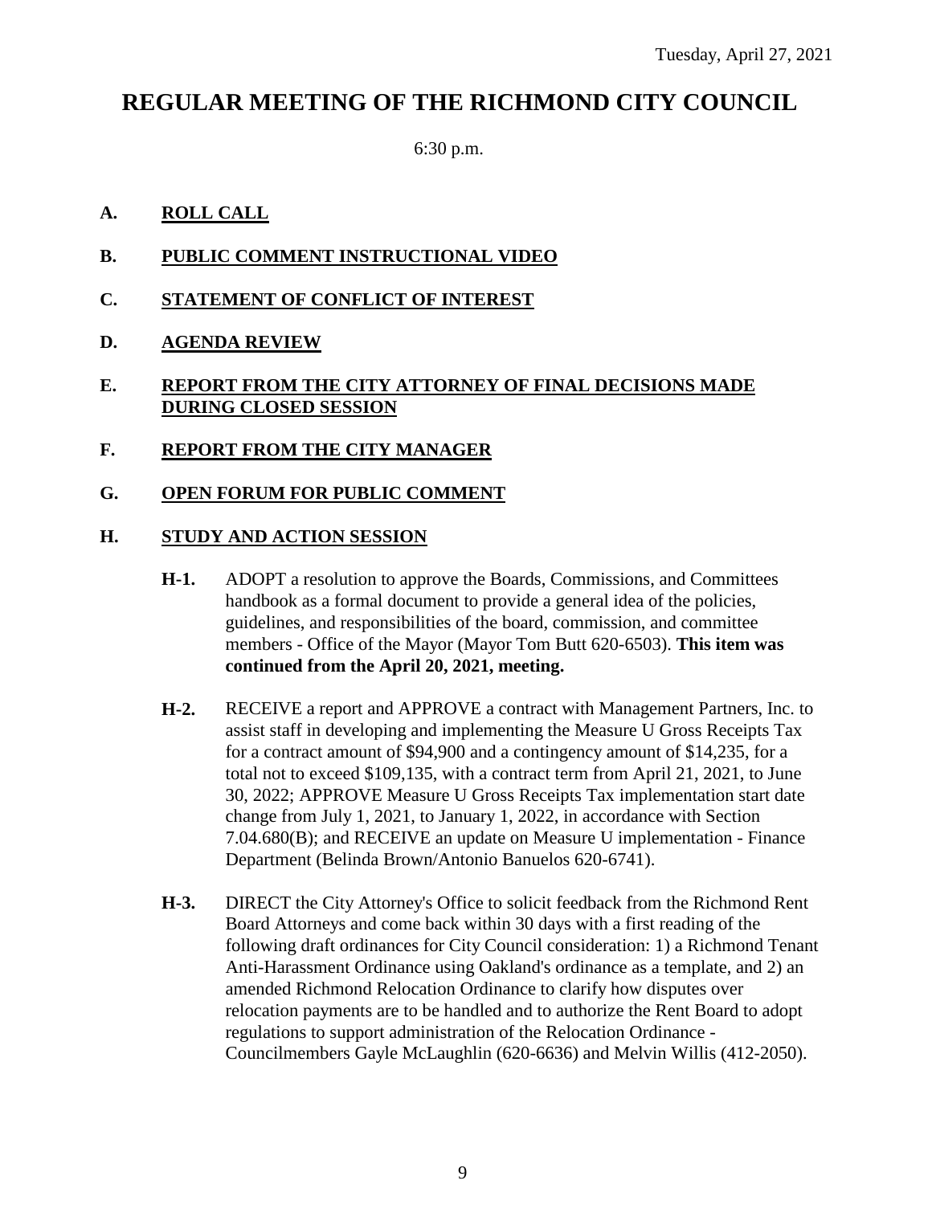Tuesday, April 27, 2021

# REGULAR MEETING OF THE RICHMOND CITY COUNCIL

6:30 p.m.

**A. ROLL CALL**

**B. PUBLIC COMMENT INSTRUCTIONAL VIDEO**

**C. STATEMENT OF CONFLICT OF INTEREST**

**D. AGENDA REVIEW**

**E. REPORT FROM THE CITY ATTORNEY OF FINAL DECISIONS MADE DURING CLOSED SESSION**

**F. REPORT FROM THE CITY MANAGER**

**G. OPEN FORUM FOR PUBLIC COMMENT**

**H. STUDY AND ACTION SESSION**

**H-1.** ADOPT a resolution to approve the Boards, Commissions, and Committees handbook as a formal document to provide a general idea of the policies, guidelines, and responsibilities of the board, commission, and committee members - Office of the Mayor (Mayor Tom Butt 620-6503). **This item was continued from the April 20, 2021, meeting.**

**H-2.** RECEIVE a report and APPROVE a contract with Management Partners, Inc. to assist staff in developing and implementing the Measure U Gross Receipts Tax for a contract amount of $94,900 and a contingency amount of $14,235, for a total not to exceed $109,135, with a contract term from April 21, 2021, to June 30, 2022; APPROVE Measure U Gross Receipts Tax implementation start date change from July 1, 2021, to January 1, 2022, in accordance with Section 7.04.680(B); and RECEIVE an update on Measure U implementation - Finance Department (Belinda Brown/Antonio Banuelos 620-6741).

**H-3.** DIRECT the City Attorney's Office to solicit feedback from the Richmond Rent Board Attorneys and come back within 30 days with a first reading of the following draft ordinances for City Council consideration: 1) a Richmond Tenant Anti-Harassment Ordinance using Oakland's ordinance as a template, and 2) an amended Richmond Relocation Ordinance to clarify how disputes over relocation payments are to be handled and to authorize the Rent Board to adopt regulations to support administration of the Relocation Ordinance - Councilmembers Gayle McLaughlin (620-6636) and Melvin Willis (412-2050).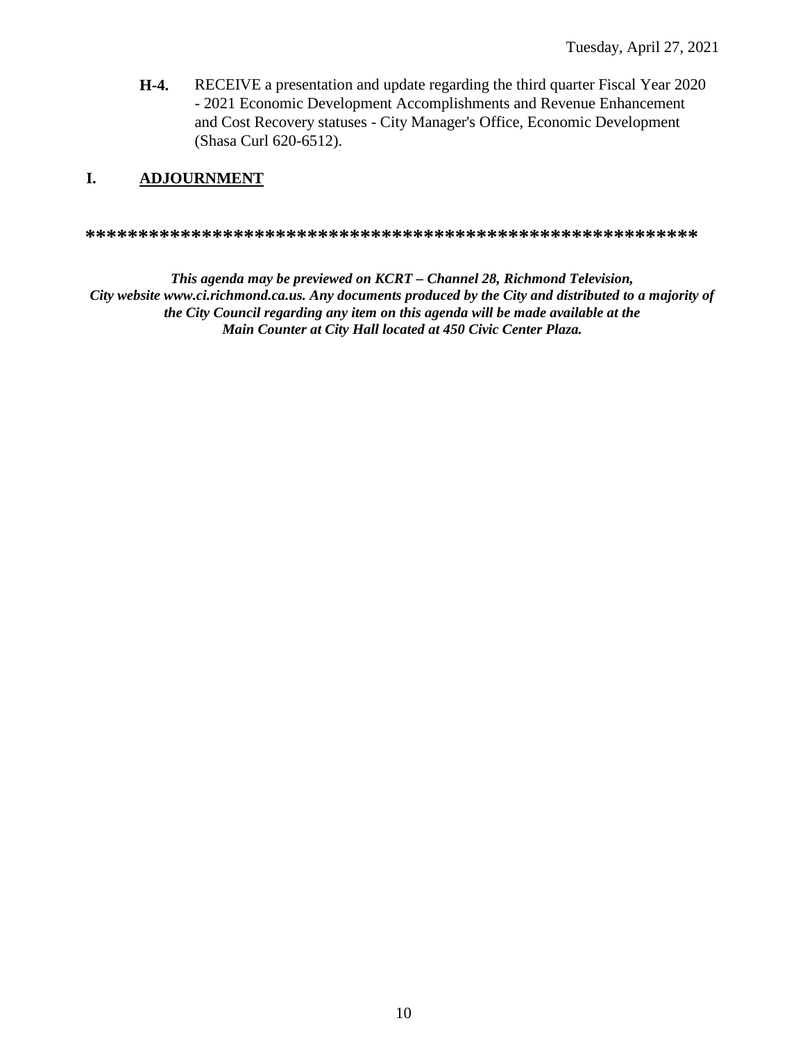**H-4.** RECEIVE a presentation and update regarding the third quarter Fiscal Year 2020 - 2021 Economic Development Accomplishments and Revenue Enhancement and Cost Recovery statuses - City Manager's Office, Economic Development (Shasa Curl 620-6512).

## I. ADJOURNMENT

**\*\*\*\*\*\*\*\*\*\*\*\*\*\*\*\*\*\*\*\*\*\*\*\*\*\*\*\*\*\*\*\*\*\*\*\*\*\*\*\*\*\*\*\*\*\*\*\*\*\*\*\*\*\*\*\*\*\*\***

***This agenda may be previewed on KCRT – Channel 28, Richmond Television, City website www.ci.richmond.ca.us. Any documents produced by the City and distributed to a majority of the City Council regarding any item on this agenda will be made available at the Main Counter at City Hall located at 450 Civic Center Plaza.***